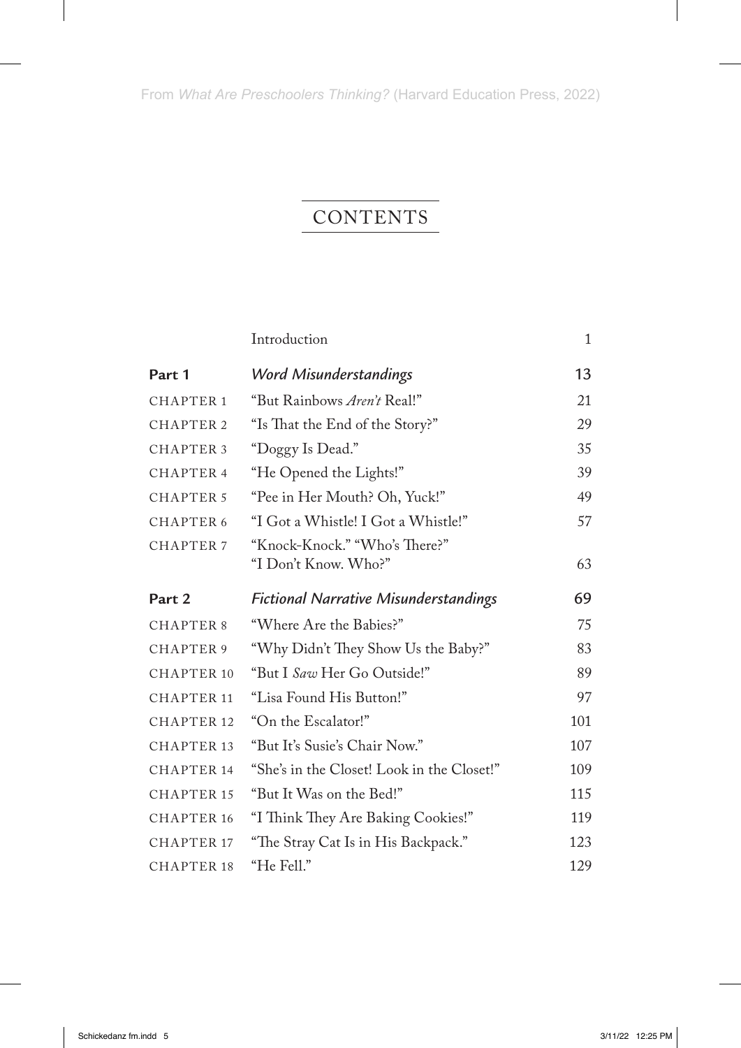From *What Are Preschoolers Thinking?* (Harvard Education Press, 2022)

# CONTENTS

| | | |
|---|---|---|
| | Introduction | 1 |
| **Part 1** | ***Word Misunderstandings*** | **13** |
| CHAPTER 1 | "But Rainbows *Aren't* Real!" | 21 |
| CHAPTER 2 | "Is That the End of the Story?" | 29 |
| CHAPTER 3 | "Doggy Is Dead." | 35 |
| CHAPTER 4 | "He Opened the Lights!" | 39 |
| CHAPTER 5 | "Pee in Her Mouth? Oh, Yuck!" | 49 |
| CHAPTER 6 | "I Got a Whistle! I Got a Whistle!" | 57 |
| CHAPTER 7 | "Knock-Knock." "Who's There?" "I Don't Know. Who?" | 63 |
| **Part 2** | ***Fictional Narrative Misunderstandings*** | **69** |
| CHAPTER 8 | "Where Are the Babies?" | 75 |
| CHAPTER 9 | "Why Didn't They Show Us the Baby?" | 83 |
| CHAPTER 10 | "But I *Saw* Her Go Outside!" | 89 |
| CHAPTER 11 | "Lisa Found His Button!" | 97 |
| CHAPTER 12 | "On the Escalator!" | 101 |
| CHAPTER 13 | "But It's Susie's Chair Now." | 107 |
| CHAPTER 14 | "She's in the Closet! Look in the Closet!" | 109 |
| CHAPTER 15 | "But It Was on the Bed!" | 115 |
| CHAPTER 16 | "I Think They Are Baking Cookies!" | 119 |
| CHAPTER 17 | "The Stray Cat Is in His Backpack." | 123 |
| CHAPTER 18 | "He Fell." | 129 |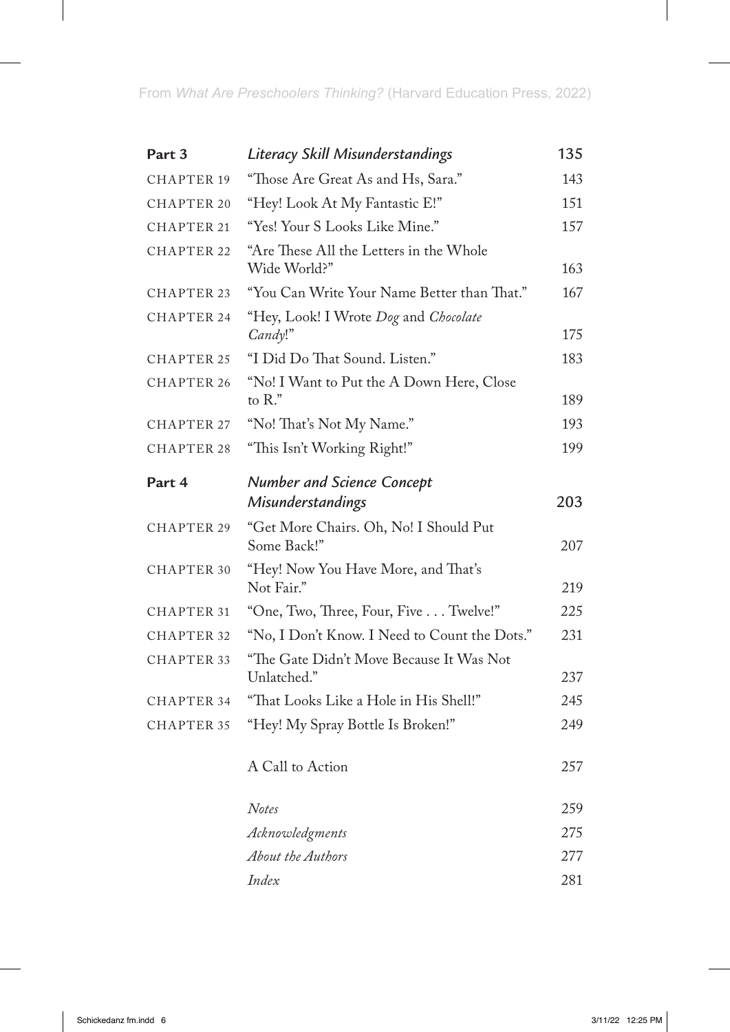| | | |
|---|---|---|
| **Part 3** | ***Literacy Skill Misunderstandings*** | 135 |
| CHAPTER 19 | "Those Are Great As and Hs, Sara." | 143 |
| CHAPTER 20 | "Hey! Look At My Fantastic E!" | 151 |
| CHAPTER 21 | "Yes! Your S Looks Like Mine." | 157 |
| CHAPTER 22 | "Are These All the Letters in the Whole Wide World?" | 163 |
| CHAPTER 23 | "You Can Write Your Name Better than That." | 167 |
| CHAPTER 24 | "Hey, Look! I Wrote *Dog* and *Chocolate Candy*!" | 175 |
| CHAPTER 25 | "I Did Do That Sound. Listen." | 183 |
| CHAPTER 26 | "No! I Want to Put the A Down Here, Close to R." | 189 |
| CHAPTER 27 | "No! That's Not My Name." | 193 |
| CHAPTER 28 | "This Isn't Working Right!" | 199 |
| **Part 4** | ***Number and Science Concept Misunderstandings*** | 203 |
| CHAPTER 29 | "Get More Chairs. Oh, No! I Should Put Some Back!" | 207 |
| CHAPTER 30 | "Hey! Now You Have More, and That's Not Fair." | 219 |
| CHAPTER 31 | "One, Two, Three, Four, Five . . . Twelve!" | 225 |
| CHAPTER 32 | "No, I Don't Know. I Need to Count the Dots." | 231 |
| CHAPTER 33 | "The Gate Didn't Move Because It Was Not Unlatched." | 237 |
| CHAPTER 34 | "That Looks Like a Hole in His Shell!" | 245 |
| CHAPTER 35 | "Hey! My Spray Bottle Is Broken!" | 249 |
| | A Call to Action | 257 |
| | *Notes* | 259 |
| | *Acknowledgments* | 275 |
| | *About the Authors* | 277 |
| | *Index* | 281 |